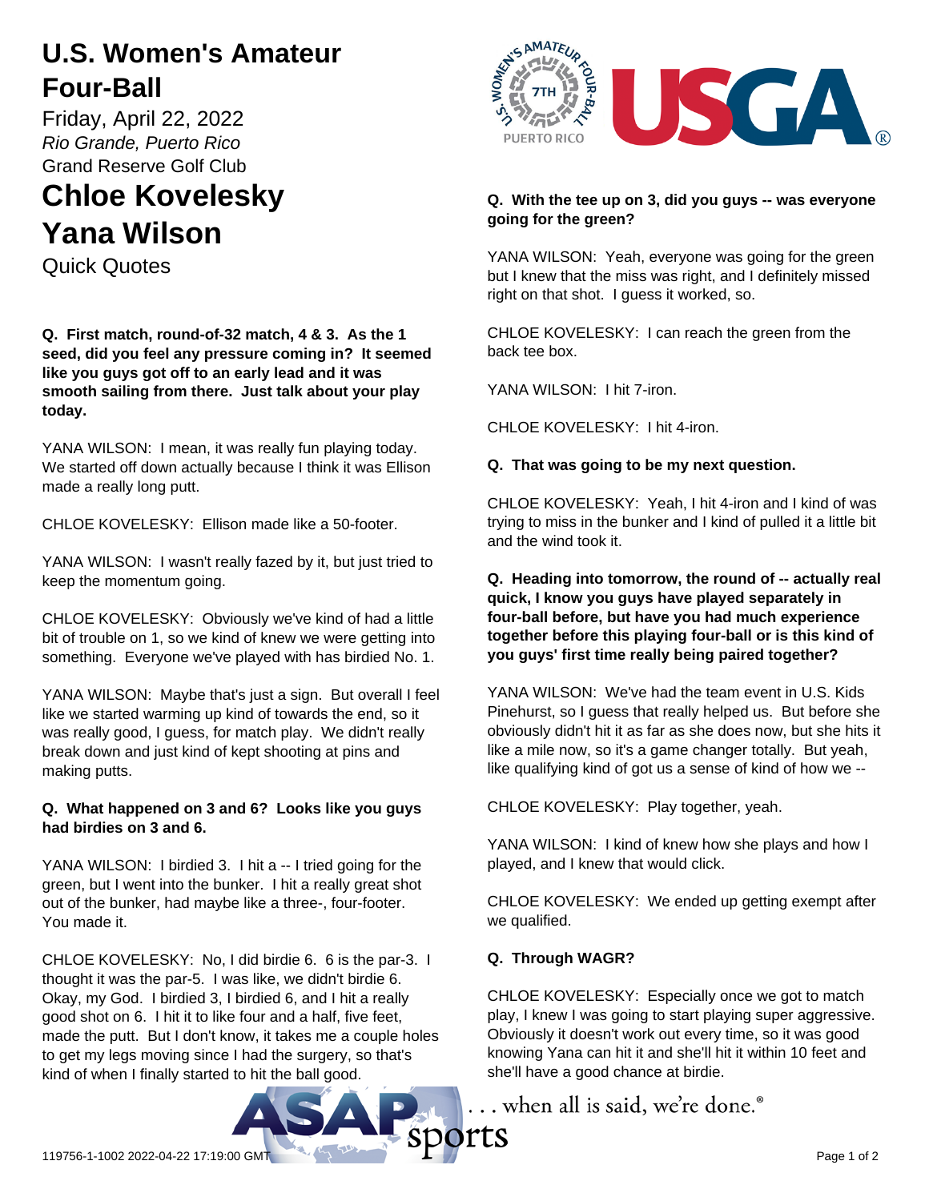# U.S. Women's Amateur Four-Ball

Friday, April 22, 2022

*Rio Grande, Puerto Rico*

Grand Reserve Golf Club

# Chloe Kovelesky
# Yana Wilson

Quick Quotes

**Q. First match, round-of-32 match, 4 & 3. As the 1 seed, did you feel any pressure coming in? It seemed like you guys got off to an early lead and it was smooth sailing from there. Just talk about your play today.**

YANA WILSON: I mean, it was really fun playing today. We started off down actually because I think it was Ellison made a really long putt.

CHLOE KOVELESKY: Ellison made like a 50-footer.

YANA WILSON: I wasn't really fazed by it, but just tried to keep the momentum going.

CHLOE KOVELESKY: Obviously we've kind of had a little bit of trouble on 1, so we kind of knew we were getting into something. Everyone we've played with has birdied No. 1.

YANA WILSON: Maybe that's just a sign. But overall I feel like we started warming up kind of towards the end, so it was really good, I guess, for match play. We didn't really break down and just kind of kept shooting at pins and making putts.

**Q. What happened on 3 and 6? Looks like you guys had birdies on 3 and 6.**

YANA WILSON: I birdied 3. I hit a -- I tried going for the green, but I went into the bunker. I hit a really great shot out of the bunker, had maybe like a three-, four-footer. You made it.

CHLOE KOVELESKY: No, I did birdie 6. 6 is the par-3. I thought it was the par-5. I was like, we didn't birdie 6. Okay, my God. I birdied 3, I birdied 6, and I hit a really good shot on 6. I hit it to like four and a half, five feet, made the putt. But I don't know, it takes me a couple holes to get my legs moving since I had the surgery, so that's kind of when I finally started to hit the ball good.

**Q. With the tee up on 3, did you guys -- was everyone going for the green?**

YANA WILSON: Yeah, everyone was going for the green but I knew that the miss was right, and I definitely missed right on that shot. I guess it worked, so.

CHLOE KOVELESKY: I can reach the green from the back tee box.

YANA WILSON: I hit 7-iron.

CHLOE KOVELESKY: I hit 4-iron.

**Q. That was going to be my next question.**

CHLOE KOVELESKY: Yeah, I hit 4-iron and I kind of was trying to miss in the bunker and I kind of pulled it a little bit and the wind took it.

**Q. Heading into tomorrow, the round of -- actually real quick, I know you guys have played separately in four-ball before, but have you had much experience together before this playing four-ball or is this kind of you guys' first time really being paired together?**

YANA WILSON: We've had the team event in U.S. Kids Pinehurst, so I guess that really helped us. But before she obviously didn't hit it as far as she does now, but she hits it like a mile now, so it's a game changer totally. But yeah, like qualifying kind of got us a sense of kind of how we --

CHLOE KOVELESKY: Play together, yeah.

YANA WILSON: I kind of knew how she plays and how I played, and I knew that would click.

CHLOE KOVELESKY: We ended up getting exempt after we qualified.

**Q. Through WAGR?**

CHLOE KOVELESKY: Especially once we got to match play, I knew I was going to start playing super aggressive. Obviously it doesn't work out every time, so it was good knowing Yana can hit it and she'll hit it within 10 feet and she'll have a good chance at birdie.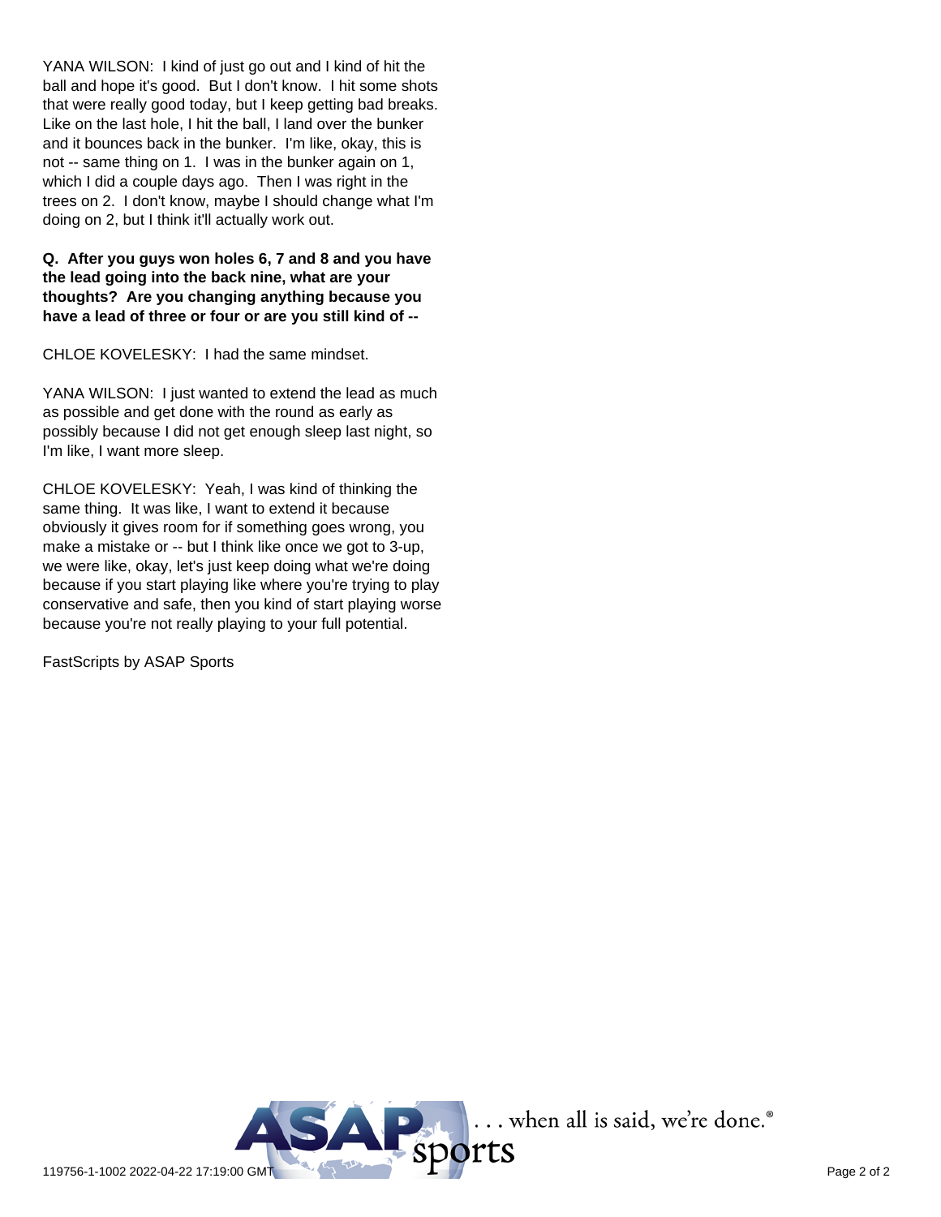YANA WILSON: I kind of just go out and I kind of hit the ball and hope it's good. But I don't know. I hit some shots that were really good today, but I keep getting bad breaks. Like on the last hole, I hit the ball, I land over the bunker and it bounces back in the bunker. I'm like, okay, this is not -- same thing on 1. I was in the bunker again on 1, which I did a couple days ago. Then I was right in the trees on 2. I don't know, maybe I should change what I'm doing on 2, but I think it'll actually work out.

**Q. After you guys won holes 6, 7 and 8 and you have the lead going into the back nine, what are your thoughts? Are you changing anything because you have a lead of three or four or are you still kind of --**

CHLOE KOVELESKY: I had the same mindset.

YANA WILSON: I just wanted to extend the lead as much as possible and get done with the round as early as possibly because I did not get enough sleep last night, so I'm like, I want more sleep.

CHLOE KOVELESKY: Yeah, I was kind of thinking the same thing. It was like, I want to extend it because obviously it gives room for if something goes wrong, you make a mistake or -- but I think like once we got to 3-up, we were like, okay, let's just keep doing what we're doing because if you start playing like where you're trying to play conservative and safe, then you kind of start playing worse because you're not really playing to your full potential.

FastScripts by ASAP Sports